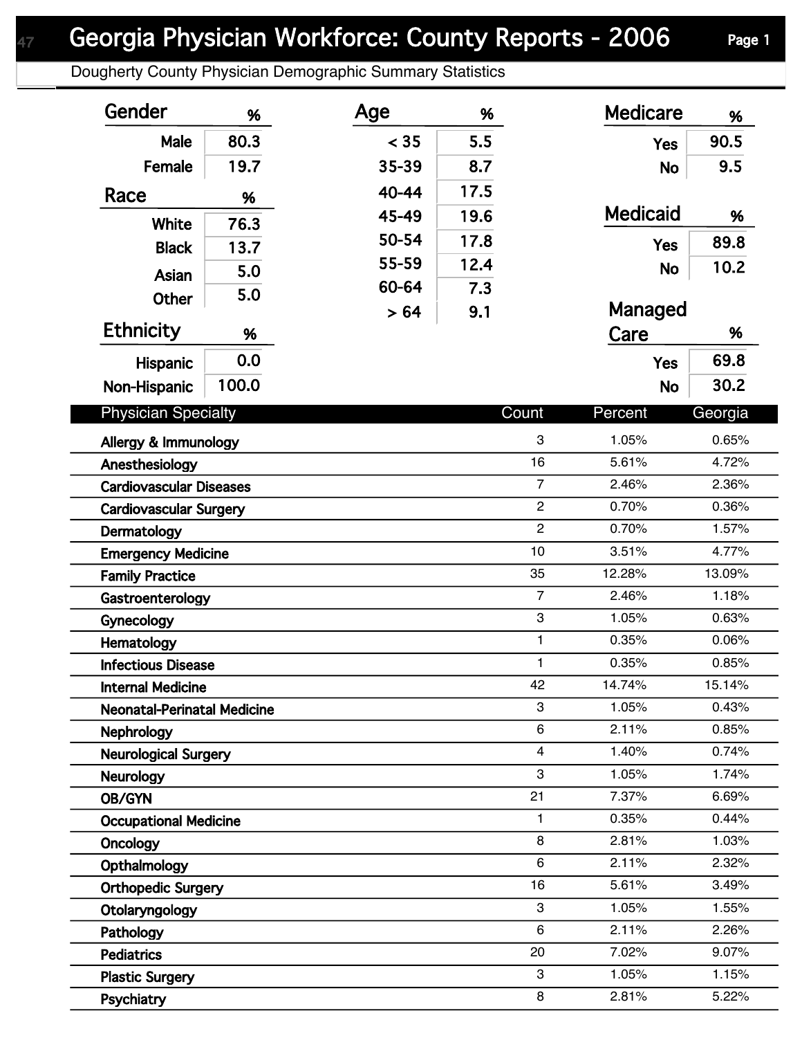# Georgia Physician Workforce: County Reports - 2006

Dougherty County Physician Demographic Summary Statistics

| Gender | % |
|---|---|
| Male | 80.3 |
| Female | 19.7 |

| Race | % |
|---|---|
| White | 76.3 |
| Black | 13.7 |
| Asian | 5.0 |
| Other | 5.0 |

| Ethnicity | % |
|---|---|
| Hispanic | 0.0 |
| Non-Hispanic | 100.0 |

| Age | % |
|---|---|
| < 35 | 5.5 |
| 35-39 | 8.7 |
| 40-44 | 17.5 |
| 45-49 | 19.6 |
| 50-54 | 17.8 |
| 55-59 | 12.4 |
| 60-64 | 7.3 |
| > 64 | 9.1 |

| Medicare | % |
|---|---|
| Yes | 90.5 |
| No | 9.5 |

| Medicaid | % |
|---|---|
| Yes | 89.8 |
| No | 10.2 |

| Managed Care | % |
|---|---|
| Yes | 69.8 |
| No | 30.2 |

| Physician Specialty | Count | Percent | Georgia |
|---|---|---|---|
| Allergy & Immunology | 3 | 1.05% | 0.65% |
| Anesthesiology | 16 | 5.61% | 4.72% |
| Cardiovascular Diseases | 7 | 2.46% | 2.36% |
| Cardiovascular Surgery | 2 | 0.70% | 0.36% |
| Dermatology | 2 | 0.70% | 1.57% |
| Emergency Medicine | 10 | 3.51% | 4.77% |
| Family Practice | 35 | 12.28% | 13.09% |
| Gastroenterology | 7 | 2.46% | 1.18% |
| Gynecology | 3 | 1.05% | 0.63% |
| Hematology | 1 | 0.35% | 0.06% |
| Infectious Disease | 1 | 0.35% | 0.85% |
| Internal Medicine | 42 | 14.74% | 15.14% |
| Neonatal-Perinatal Medicine | 3 | 1.05% | 0.43% |
| Nephrology | 6 | 2.11% | 0.85% |
| Neurological Surgery | 4 | 1.40% | 0.74% |
| Neurology | 3 | 1.05% | 1.74% |
| OB/GYN | 21 | 7.37% | 6.69% |
| Occupational Medicine | 1 | 0.35% | 0.44% |
| Oncology | 8 | 2.81% | 1.03% |
| Opthalmology | 6 | 2.11% | 2.32% |
| Orthopedic Surgery | 16 | 5.61% | 3.49% |
| Otolaryngology | 3 | 1.05% | 1.55% |
| Pathology | 6 | 2.11% | 2.26% |
| Pediatrics | 20 | 7.02% | 9.07% |
| Plastic Surgery | 3 | 1.05% | 1.15% |
| Psychiatry | 8 | 2.81% | 5.22% |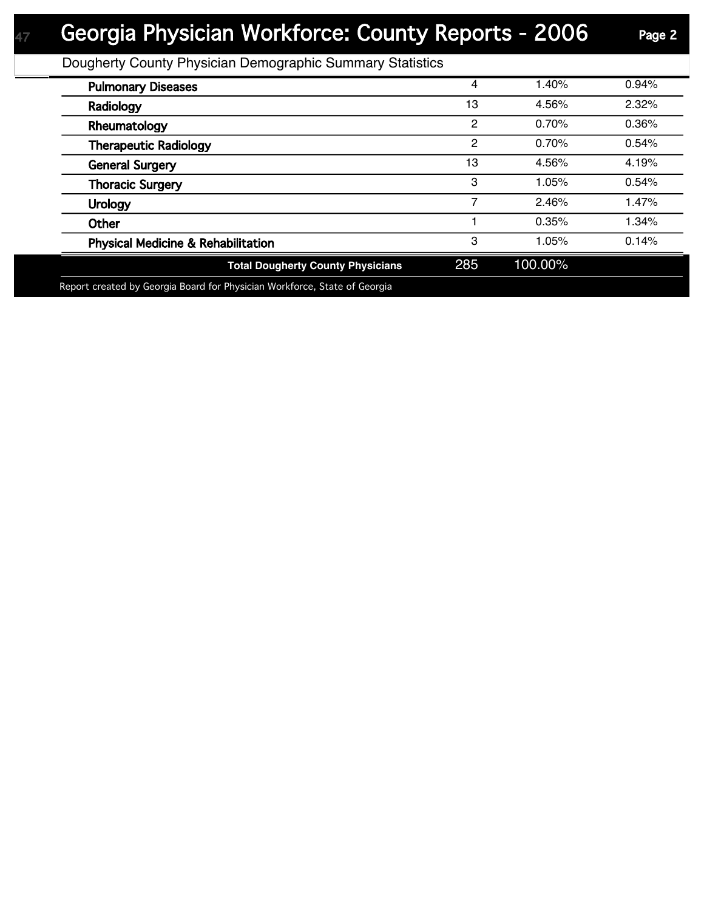## Dougherty County Physician Demographic Summary Statistics

| | | | |
|---|---|---|---|
| **Pulmonary Diseases** | 4 | 1.40% | 0.94% |
| **Radiology** | 13 | 4.56% | 2.32% |
| **Rheumatology** | 2 | 0.70% | 0.36% |
| **Therapeutic Radiology** | 2 | 0.70% | 0.54% |
| **General Surgery** | 13 | 4.56% | 4.19% |
| **Thoracic Surgery** | 3 | 1.05% | 0.54% |
| **Urology** | 7 | 2.46% | 1.47% |
| **Other** | 1 | 0.35% | 1.34% |
| **Physical Medicine & Rehabilitation** | 3 | 1.05% | 0.14% |
| **Total Dougherty County Physicians** | 285 | 100.00% | |

Report created by Georgia Board for Physician Workforce, State of Georgia